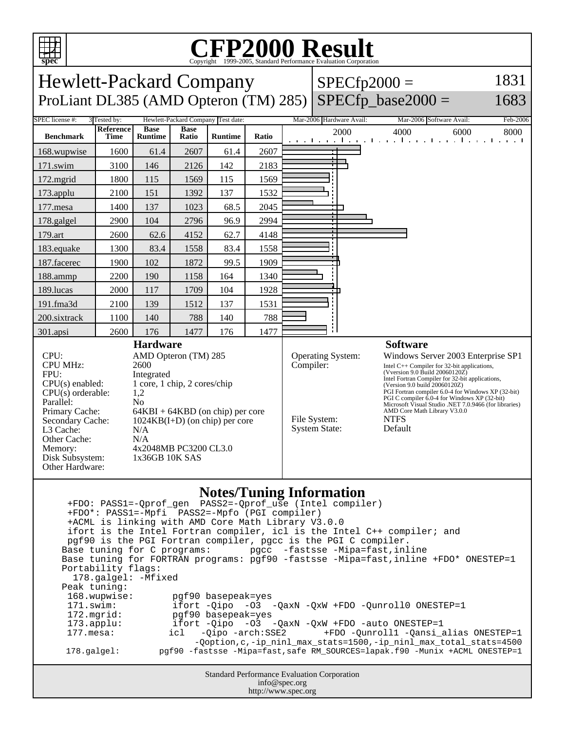# CFP2000 Result

Copyright 1999-2005, Standard Performance Evaluation Corporation

## Hewlett-Packard Company

ProLiant DL385 (AMD Opteron (TM) 285)

SPECfp2000 = 1831

SPECfp_base2000 = 1683

| SPEC license #: | 3 | Tested by: | Hewlett-Packard Company | Test date: | Mar-2006 | Hardware Avail: | Mar-2006 | Software Avail: | Feb-2006 |
|---|---|---|---|---|---|---|---|---|---|

| Benchmark | Reference Time | Base Runtime | Base Ratio | Runtime | Ratio |
|---|---|---|---|---|---|
| 168.wupwise | 1600 | 61.4 | 2607 | 61.4 | 2607 |
| 171.swim | 3100 | 146 | 2126 | 142 | 2183 |
| 172.mgrid | 1800 | 115 | 1569 | 115 | 1569 |
| 173.applu | 2100 | 151 | 1392 | 137 | 1532 |
| 177.mesa | 1400 | 137 | 1023 | 68.5 | 2045 |
| 178.galgel | 2900 | 104 | 2796 | 96.9 | 2994 |
| 179.art | 2600 | 62.6 | 4152 | 62.7 | 4148 |
| 183.equake | 1300 | 83.4 | 1558 | 83.4 | 1558 |
| 187.facerec | 1900 | 102 | 1872 | 99.5 | 1909 |
| 188.ammp | 2200 | 190 | 1158 | 164 | 1340 |
| 189.lucas | 2000 | 117 | 1709 | 104 | 1928 |
| 191.fma3d | 2100 | 139 | 1512 | 137 | 1531 |
| 200.sixtrack | 1100 | 140 | 788 | 140 | 788 |
| 301.apsi | 2600 | 176 | 1477 | 176 | 1477 |

### Hardware

| | |
|---|---|
| CPU: | AMD Opteron (TM) 285 |
| CPU MHz: | 2600 |
| FPU: | Integrated |
| CPU(s) enabled: | 1 core, 1 chip, 2 cores/chip |
| CPU(s) orderable: | 1,2 |
| Parallel: | No |
| Primary Cache: | 64KBI + 64KBD (on chip) per core |
| Secondary Cache: | 1024KB(I+D) (on chip) per core |
| L3 Cache: | N/A |
| Other Cache: | N/A |
| Memory: | 4x2048MB PC3200 CL3.0 |
| Disk Subsystem: | 1x36GB 10K SAS |
| Other Hardware: | |

### Software

| | |
|---|---|
| Operating System: | Windows Server 2003 Enterprise SP1 |
| Compiler: | Intel C++ Compiler for 32-bit applications, (Vversion 9.0 Build 20060120Z) Intel Fortran Compiler for 32-bit applications, (Version 9.0 build 20060120Z) PGI Fortran compiler 6.0-4 for Windows XP (32-bit) PGI C compiler 6.0-4 for Windows XP (32-bit) Microsoft Visual Studio .NET 7.0.9466 (for libraries) AMD Core Math Library V3.0.0 |
| File System: | NTFS |
| System State: | Default |

### Notes/Tuning Information

```
 +FDO: PASS1=-Qprof_gen  PASS2=-Qprof_use (Intel compiler)
 +FDO*: PASS1=-Mpfi  PASS2=-Mpfo (PGI compiler)
 +ACML is linking with AMD Core Math Library V3.0.0
 ifort is the Intel Fortran compiler, icl is the Intel C++ compiler; and
 pgf90 is the PGI Fortran compiler, pgcc is the PGI C compiler.
Base tuning for C programs:       pgcc  -fastsse -Mipa=fast,inline
Base tuning for FORTRAN programs: pgf90 -fastsse -Mipa=fast,inline +FDO* ONESTEP=1
Portability flags:
  178.galgel: -Mfixed
Peak tuning:
 168.wupwise:       pgf90 basepeak=yes
 171.swim:          ifort -Qipo  -O3  -QaxN -QxW +FDO -Qunroll0 ONESTEP=1
 172.mgrid:         pgf90 basepeak=yes
 173.applu:         ifort -Qipo  -O3  -QaxN -QxW +FDO -auto ONESTEP=1
 177.mesa:         icl   -Qipo -arch:SSE2      +FDO -Qunroll1 -Qansi_alias ONESTEP=1
                        -Qoption,c,-ip_ninl_max_stats=1500,-ip_ninl_max_total_stats=4500
 178.galgel:       pgf90 -fastsse -Mipa=fast,safe RM_SOURCES=lapak.f90 -Munix +ACML ONESTEP=1
```

Standard Performance Evaluation Corporation
info@spec.org
http://www.spec.org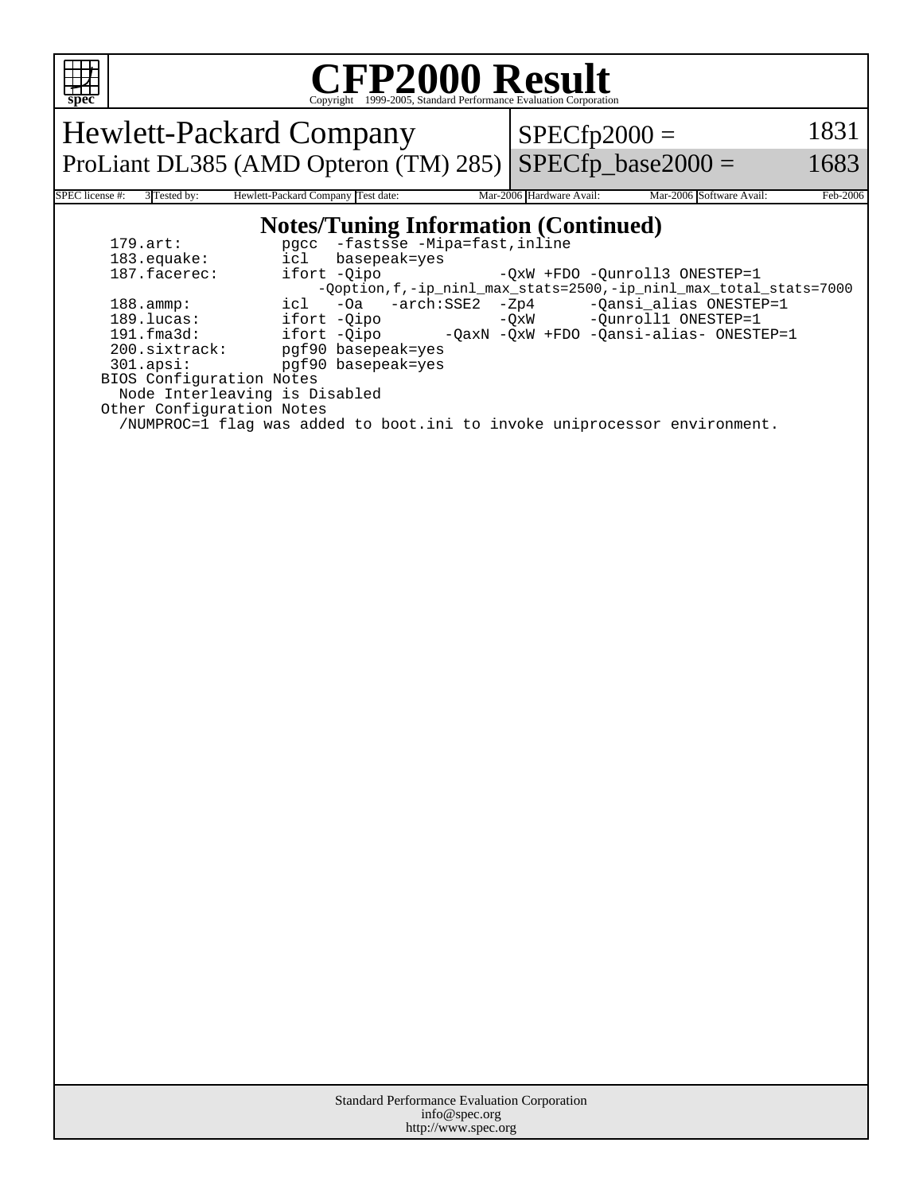# CFP2000 Result

Copyright 1999-2005, Standard Performance Evaluation Corporation

| | | |
|---|---|---|
| Hewlett-Packard Company | SPECfp2000 = | 1831 |
| ProLiant DL385 (AMD Opteron (TM) 285) | SPECfp_base2000 = | 1683 |

SPEC license #: 3 Tested by: Hewlett-Packard Company Test date: Mar-2006 Hardware Avail: Mar-2006 Software Avail: Feb-2006

## Notes/Tuning Information (Continued)

```
 179.art:           pgcc  -fastsse -Mipa=fast,inline
 183.equake:        icl   basepeak=yes
 187.facerec:       ifort -Qipo              -QxW +FDO -Qunroll3 ONESTEP=1
                         -Qoption,f,-ip_ninl_max_stats=2500,-ip_ninl_max_total_stats=7000
 188.ammp:          icl   -Oa   -arch:SSE2  -Zp4      -Qansi_alias ONESTEP=1
 189.lucas:         ifort -Qipo              -QxW      -Qunroll1 ONESTEP=1
 191.fma3d:         ifort -Qipo       -QaxN -QxW +FDO -Qansi-alias- ONESTEP=1
 200.sixtrack:      pgf90 basepeak=yes
 301.apsi:          pgf90 basepeak=yes
BIOS Configuration Notes
  Node Interleaving is Disabled
Other Configuration Notes
   /NUMPROC=1 flag was added to boot.ini to invoke uniprocessor environment.
```

Standard Performance Evaluation Corporation
info@spec.org
http://www.spec.org